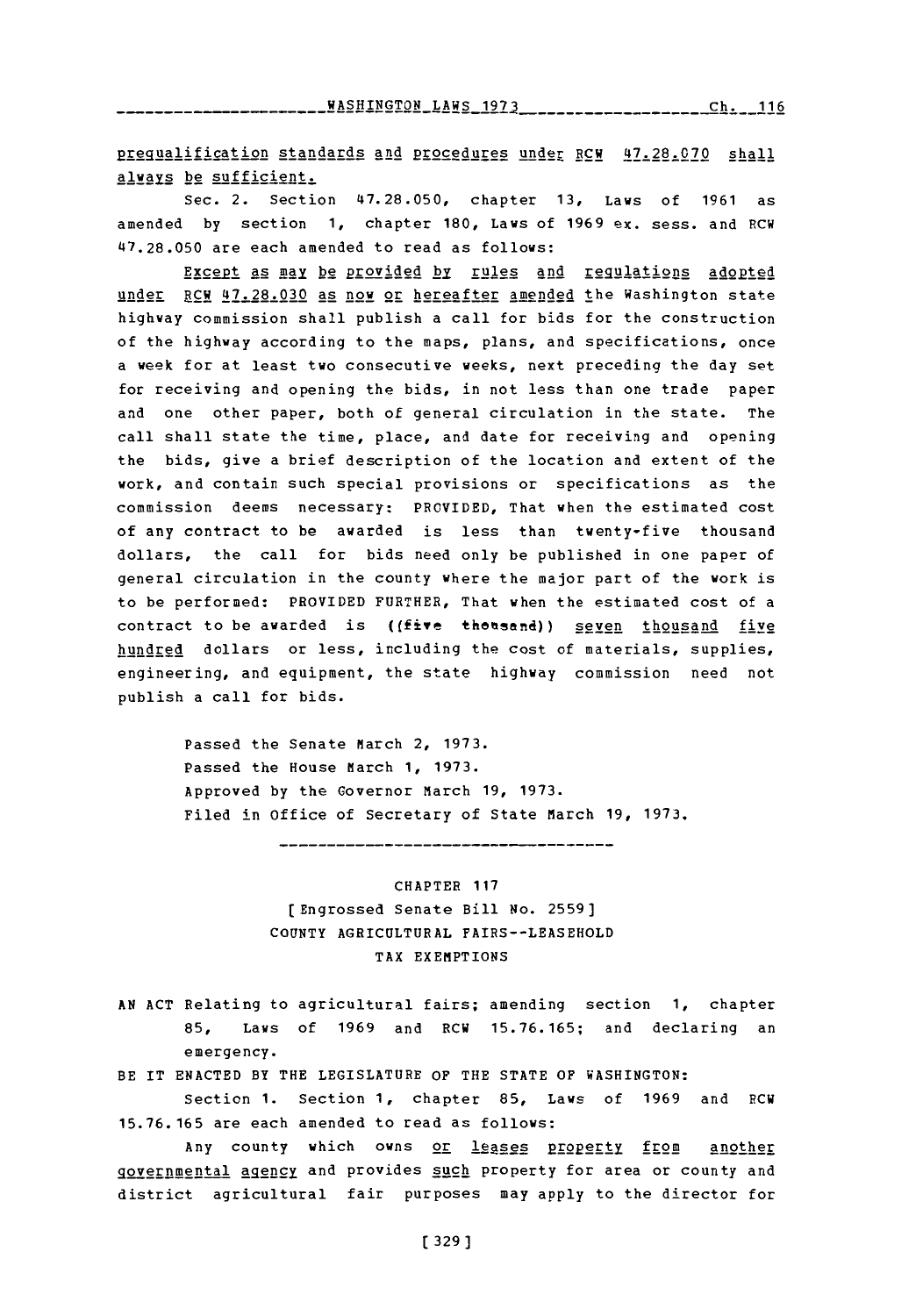prequalification standards and procedures under RCW 47.28.070 shall always be sufficient.

Sec. 2. Section 47.28.050, chapter 13, Laws of 1961 as amended by section 1, chapter 180, Laws of 1969 ex. sess. and RCW 47.28.050 are each amended to read as follows:

Except as may be provided by rules and regulations adopted under RCW 47.28.030 as now or hereafter amended the Washington state highway commission shall publish a call for bids for the construction of the highway according to the maps, plans, and specifications, once a week for at least two consecutive weeks, next preceding the day set for receiving and opening the bids, in not less than one trade paper and one other paper, both of general circulation in the state. The call shall state the time, place, and date for receiving and opening the bids, give a brief description of the location and extent of the work, and contain such special provisions or specifications as the commission deems necessary: PROVIDED, That when the estimated cost of any contract to be awarded is less than twenty-five thousand dollars, the call for bids need only be published in one paper of general circulation in the county where the major part of the work is to be performed: PROVIDED FURTHER, That when the estimated cost of a contract to be awarded is ((five thousand)) seven thousand five hundred dollars or less, including the cost of materials, supplies, engineering, and equipment, the state highway commission need not publish a call for bids.

Passed the Senate March 2, 1973.
Passed the House March 1, 1973.
Approved by the Governor March 19, 1973.
Filed in Office of Secretary of State March 19, 1973.

---

CHAPTER 117
[Engrossed Senate Bill No. 2559]
COUNTY AGRICULTURAL FAIRS--LEASEHOLD TAX EXEMPTIONS

AN ACT Relating to agricultural fairs; amending section 1, chapter 85, Laws of 1969 and RCW 15.76.165; and declaring an emergency.

BE IT ENACTED BY THE LEGISLATURE OF THE STATE OF WASHINGTON:

Section 1. Section 1, chapter 85, Laws of 1969 and RCW 15.76.165 are each amended to read as follows:

Any county which owns or leases property from another governmental agency and provides such property for area or county and district agricultural fair purposes may apply to the director for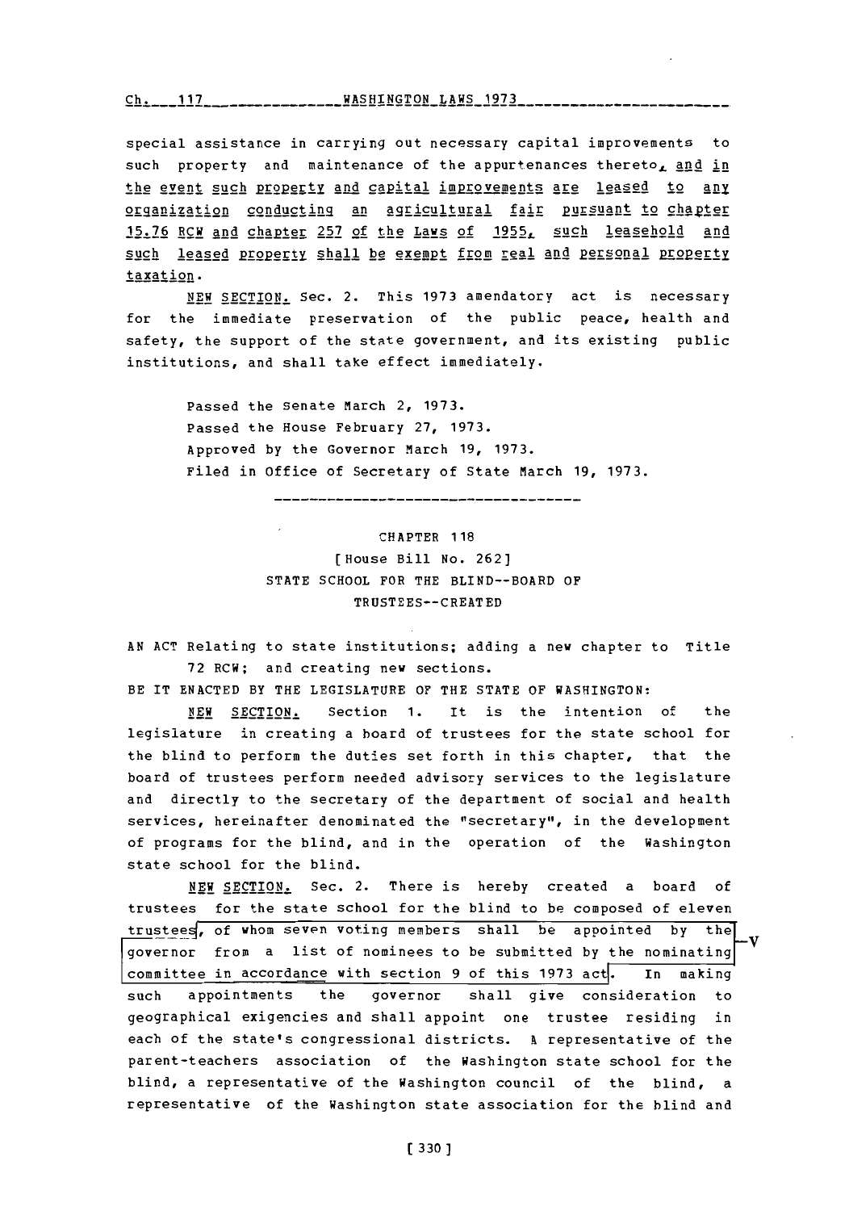special assistance in carrying out necessary capital improvements to such property and maintenance of the appurtenances thereto, and in the event such property and capital improvements are leased to any organization conducting an agricultural fair pursuant to chapter 15.76 RCW and chapter 257 of the Laws of 1955, such leasehold and such leased property shall be exempt from real and personal property taxation.

NEW SECTION. Sec. 2. This 1973 amendatory act is necessary for the immediate preservation of the public peace, health and safety, the support of the state government, and its existing public institutions, and shall take effect immediately.

Passed the Senate March 2, 1973.
Passed the House February 27, 1973.
Approved by the Governor March 19, 1973.
Filed in Office of Secretary of State March 19, 1973.

---

CHAPTER 118
[House Bill No. 262]
STATE SCHOOL FOR THE BLIND--BOARD OF TRUSTEES--CREATED

AN ACT Relating to state institutions; adding a new chapter to Title 72 RCW; and creating new sections.

BE IT ENACTED BY THE LEGISLATURE OF THE STATE OF WASHINGTON:

NEW SECTION. Section 1. It is the intention of the legislature in creating a board of trustees for the state school for the blind to perform the duties set forth in this chapter, that the board of trustees perform needed advisory services to the legislature and directly to the secretary of the department of social and health services, hereinafter denominated the "secretary", in the development of programs for the blind, and in the operation of the Washington state school for the blind.

NEW SECTION. Sec. 2. There is hereby created a board of trustees for the state school for the blind to be composed of eleven trustees, of whom seven voting members shall be appointed by the governor from a list of nominees to be submitted by the nominating committee in accordance with section 9 of this 1973 act. —V In making such appointments the governor shall give consideration to geographical exigencies and shall appoint one trustee residing in each of the state's congressional districts. A representative of the parent-teachers association of the Washington state school for the blind, a representative of the Washington council of the blind, a representative of the Washington state association for the blind and